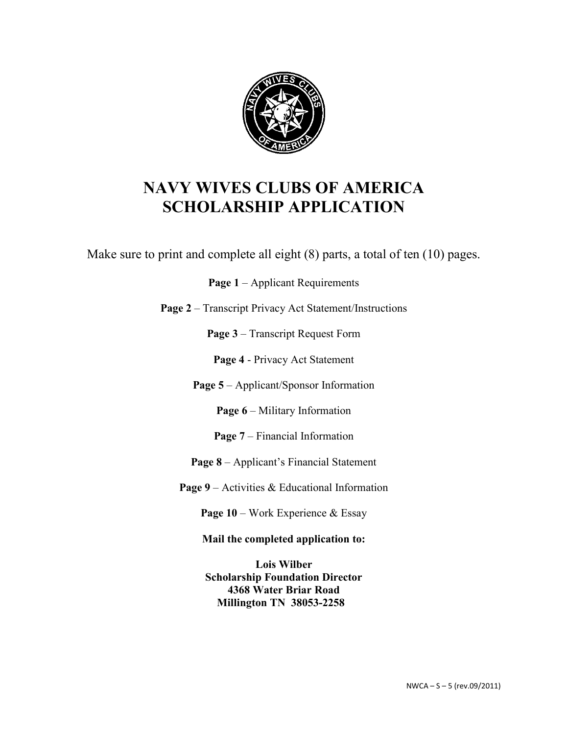# NAVY WIVES CLUBS OF AMERICA SCHOLARSHIP APPLICATION

Make sure to print and complete all eight (8) parts, a total of ten (10) pages.

**Page 1** – Applicant Requirements

**Page 2** – Transcript Privacy Act Statement/Instructions

**Page 3** – Transcript Request Form

**Page 4** - Privacy Act Statement

**Page 5** – Applicant/Sponsor Information

**Page 6** – Military Information

**Page 7** – Financial Information

**Page 8** – Applicant's Financial Statement

**Page 9** – Activities & Educational Information

**Page 10** – Work Experience & Essay

**Mail the completed application to:**

**Lois Wilber**
**Scholarship Foundation Director**
**4368 Water Briar Road**
**Millington TN 38053-2258**

NWCA – S – 5 (rev.09/2011)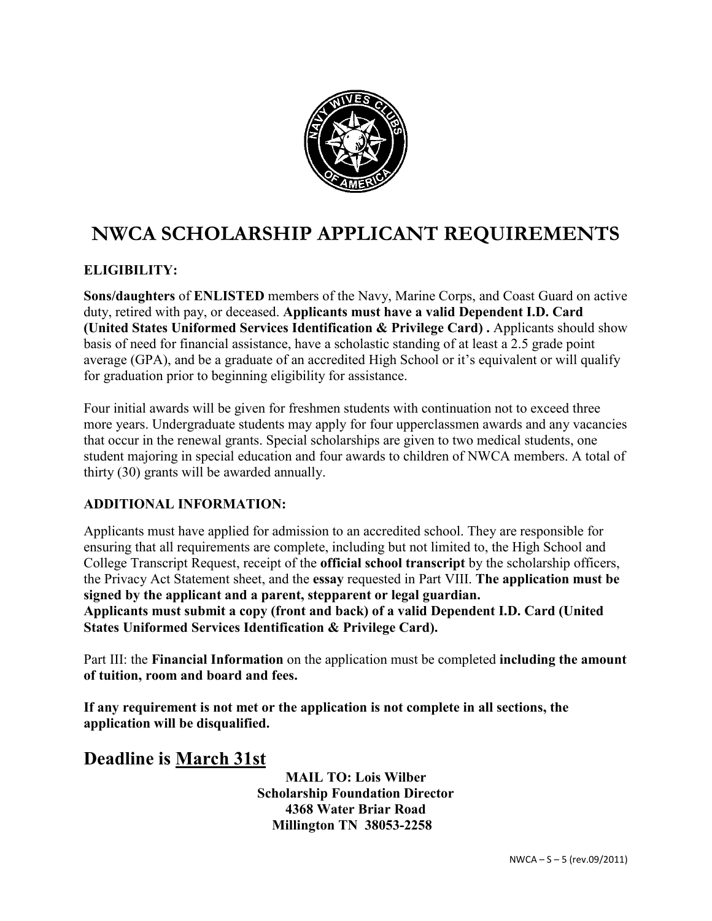# NWCA SCHOLARSHIP APPLICANT REQUIREMENTS

**ELIGIBILITY:**

**Sons/daughters** of **ENLISTED** members of the Navy, Marine Corps, and Coast Guard on active duty, retired with pay, or deceased. **Applicants must have a valid Dependent I.D. Card (United States Uniformed Services Identification & Privilege Card) .** Applicants should show basis of need for financial assistance, have a scholastic standing of at least a 2.5 grade point average (GPA), and be a graduate of an accredited High School or it's equivalent or will qualify for graduation prior to beginning eligibility for assistance.

Four initial awards will be given for freshmen students with continuation not to exceed three more years. Undergraduate students may apply for four upperclassmen awards and any vacancies that occur in the renewal grants. Special scholarships are given to two medical students, one student majoring in special education and four awards to children of NWCA members. A total of thirty (30) grants will be awarded annually.

**ADDITIONAL INFORMATION:**

Applicants must have applied for admission to an accredited school. They are responsible for ensuring that all requirements are complete, including but not limited to, the High School and College Transcript Request, receipt of the **official school transcript** by the scholarship officers, the Privacy Act Statement sheet, and the **essay** requested in Part VIII. **The application must be signed by the applicant and a parent, stepparent or legal guardian.**
**Applicants must submit a copy (front and back) of a valid Dependent I.D. Card (United States Uniformed Services Identification & Privilege Card).**

Part III: the **Financial Information** on the application must be completed **including the amount of tuition, room and board and fees.**

**If any requirement is not met or the application is not complete in all sections, the application will be disqualified.**

## Deadline is March 31st

**MAIL TO: Lois Wilber**
**Scholarship Foundation Director**
**4368 Water Briar Road**
**Millington TN 38053-2258**

NWCA – S – 5 (rev.09/2011)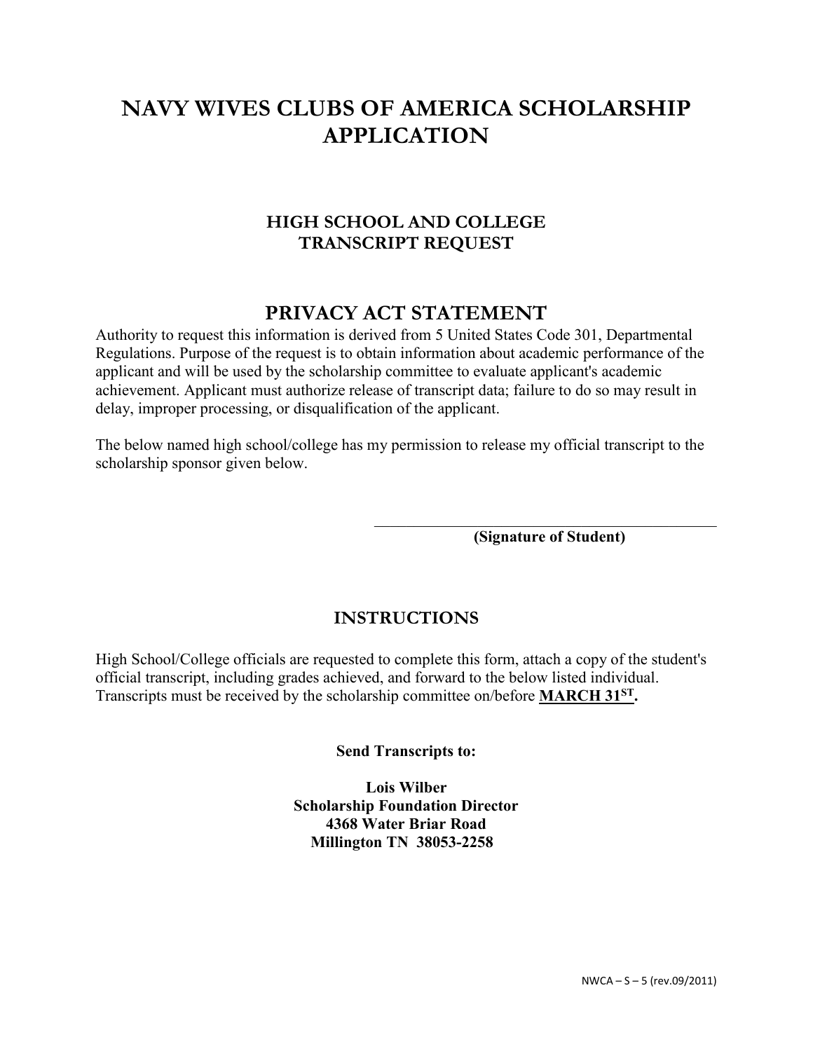# NAVY WIVES CLUBS OF AMERICA SCHOLARSHIP APPLICATION

## HIGH SCHOOL AND COLLEGE TRANSCRIPT REQUEST

## PRIVACY ACT STATEMENT

Authority to request this information is derived from 5 United States Code 301, Departmental Regulations. Purpose of the request is to obtain information about academic performance of the applicant and will be used by the scholarship committee to evaluate applicant's academic achievement. Applicant must authorize release of transcript data; failure to do so may result in delay, improper processing, or disqualification of the applicant.

The below named high school/college has my permission to release my official transcript to the scholarship sponsor given below.

\_\_\_\_\_\_\_\_\_\_\_\_\_\_\_\_\_\_\_\_\_\_\_\_\_\_\_\_\_\_\_\_\_\_\_\_\_\_\_\_\_\_\_\_

**(Signature of Student)**

## INSTRUCTIONS

High School/College officials are requested to complete this form, attach a copy of the student's official transcript, including grades achieved, and forward to the below listed individual. Transcripts must be received by the scholarship committee on/before **MARCH 31ST.**

**Send Transcripts to:**

**Lois Wilber**
**Scholarship Foundation Director**
**4368 Water Briar Road**
**Millington TN 38053-2258**

NWCA – S – 5 (rev.09/2011)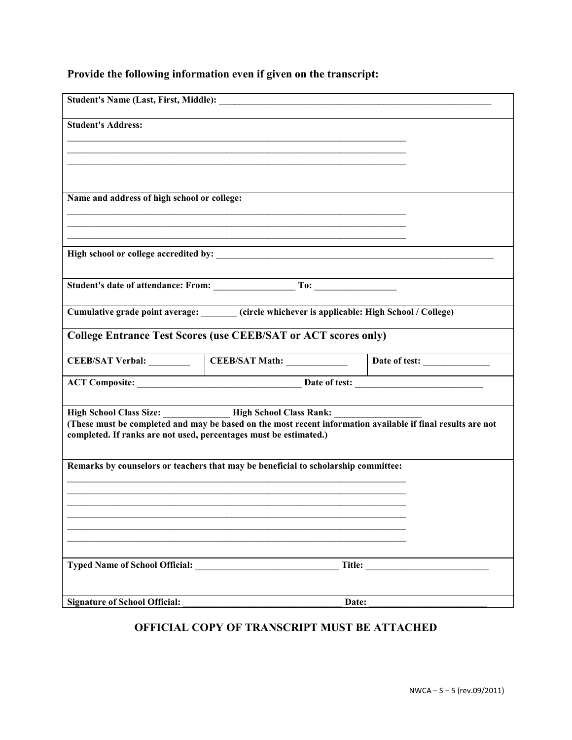**Provide the following information even if given on the transcript:**

**Student's Name (Last, First, Middle):** ______________________________________________________________

**Student's Address:**

____________________________________________________________________________

____________________________________________________________________________

____________________________________________________________________________

**Name and address of high school or college:**

____________________________________________________________________________

____________________________________________________________________________

____________________________________________________________________________

**High school or college accredited by:** ______________________________________________________________

**Student's date of attendance: From:** _________________ **To:** _________________

**Cumulative grade point average:** _______ **(circle whichever is applicable: High School / College)**

## College Entrance Test Scores (use CEEB/SAT or ACT scores only)

| CEEB/SAT Verbal: ________ | CEEB/SAT Math: _____________ | Date of test: ______________ |
|---|---|---|

**ACT Composite:** ___________________________________ **Date of test:** ___________________________

**High School Class Size:** ______________ **High School Class Rank:** __________________
**(These must be completed and may be based on the most recent information available if final results are not completed. If ranks are not used, percentages must be estimated.)**

**Remarks by counselors or teachers that may be beneficial to scholarship committee:**

____________________________________________________________________________

____________________________________________________________________________

____________________________________________________________________________

____________________________________________________________________________

____________________________________________________________________________

____________________________________________________________________________

**Typed Name of School Official:** ______________________________ **Title:** __________________________

**Signature of School Official:** __________________________________ **Date:** _________________________

**OFFICIAL COPY OF TRANSCRIPT MUST BE ATTACHED**

NWCA – S – 5 (rev.09/2011)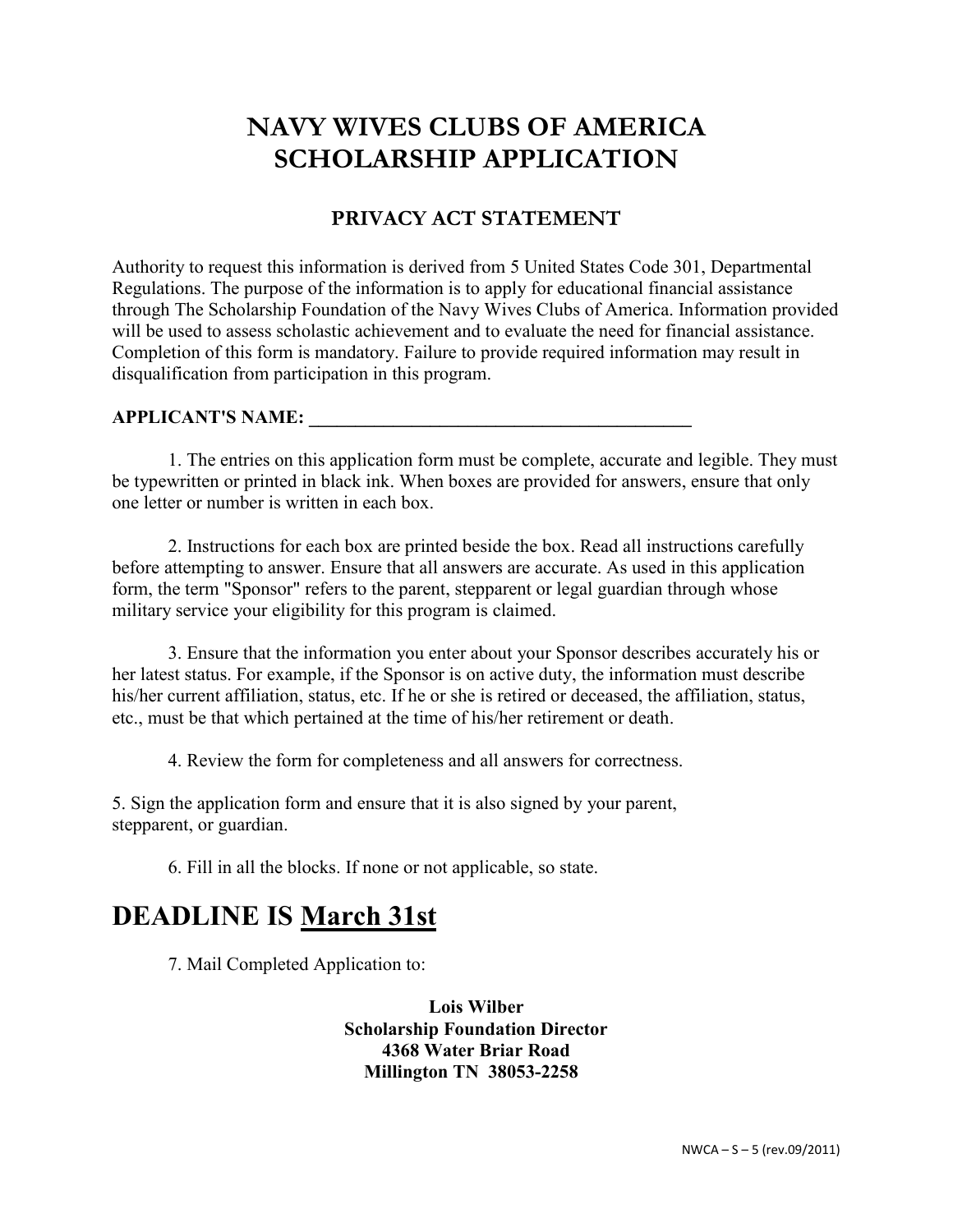# NAVY WIVES CLUBS OF AMERICA
# SCHOLARSHIP APPLICATION

## PRIVACY ACT STATEMENT

Authority to request this information is derived from 5 United States Code 301, Departmental Regulations. The purpose of the information is to apply for educational financial assistance through The Scholarship Foundation of the Navy Wives Clubs of America. Information provided will be used to assess scholastic achievement and to evaluate the need for financial assistance. Completion of this form is mandatory. Failure to provide required information may result in disqualification from participation in this program.

**APPLICANT'S NAME: ________________________________________**

1. The entries on this application form must be complete, accurate and legible. They must be typewritten or printed in black ink. When boxes are provided for answers, ensure that only one letter or number is written in each box.

2. Instructions for each box are printed beside the box. Read all instructions carefully before attempting to answer. Ensure that all answers are accurate. As used in this application form, the term "Sponsor" refers to the parent, stepparent or legal guardian through whose military service your eligibility for this program is claimed.

3. Ensure that the information you enter about your Sponsor describes accurately his or her latest status. For example, if the Sponsor is on active duty, the information must describe his/her current affiliation, status, etc. If he or she is retired or deceased, the affiliation, status, etc., must be that which pertained at the time of his/her retirement or death.

4. Review the form for completeness and all answers for correctness.

5. Sign the application form and ensure that it is also signed by your parent, stepparent, or guardian.

6. Fill in all the blocks. If none or not applicable, so state.

# DEADLINE IS <u>March 31st</u>

7. Mail Completed Application to:

**Lois Wilber**
**Scholarship Foundation Director**
**4368 Water Briar Road**
**Millington TN 38053-2258**

NWCA – S – 5 (rev.09/2011)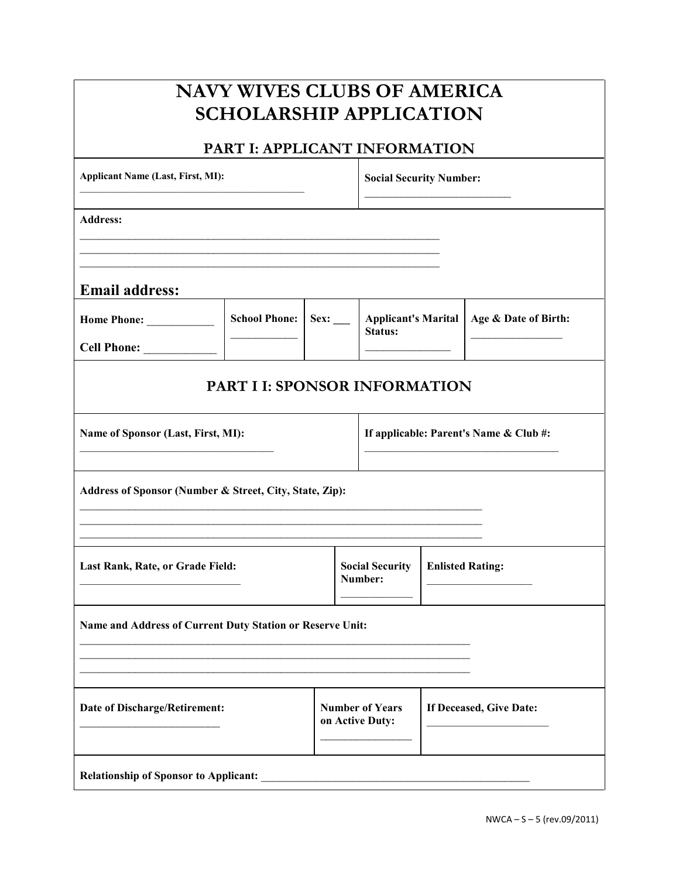# NAVY WIVES CLUBS OF AMERICA
# SCHOLARSHIP APPLICATION

## PART I: APPLICANT INFORMATION

| Applicant Name (Last, First, MI): ______________________ | Social Security Number: ______________________ |
|---|---|

**Address:**

______________________________________________________________

______________________________________________________________

______________________________________________________________

**Email address:**

| Home Phone: ____________<br>Cell Phone: ____________ | School Phone: ____________ | Sex: ___ | Applicant's Marital Status: ______________ | Age & Date of Birth: ________________ |
|---|---|---|---|---|

## PART I I: SPONSOR INFORMATION

| Name of Sponsor (Last, First, MI): ______________________ | If applicable: Parent's Name & Club #: ______________________ |
|---|---|

**Address of Sponsor (Number & Street, City, State, Zip):**

______________________________________________________________

______________________________________________________________

______________________________________________________________

| Last Rank, Rate, or Grade Field: ______________________ | Social Security Number: ____________ | Enlisted Rating: ______________ |
|---|---|---|

**Name and Address of Current Duty Station or Reserve Unit:**

______________________________________________________________

______________________________________________________________

______________________________________________________________

| Date of Discharge/Retirement: ______________________ | Number of Years on Active Duty: ______________ | If Deceased, Give Date: ______________________ |
|---|---|---|

**Relationship of Sponsor to Applicant:** ______________________________________________

NWCA – S – 5 (rev.09/2011)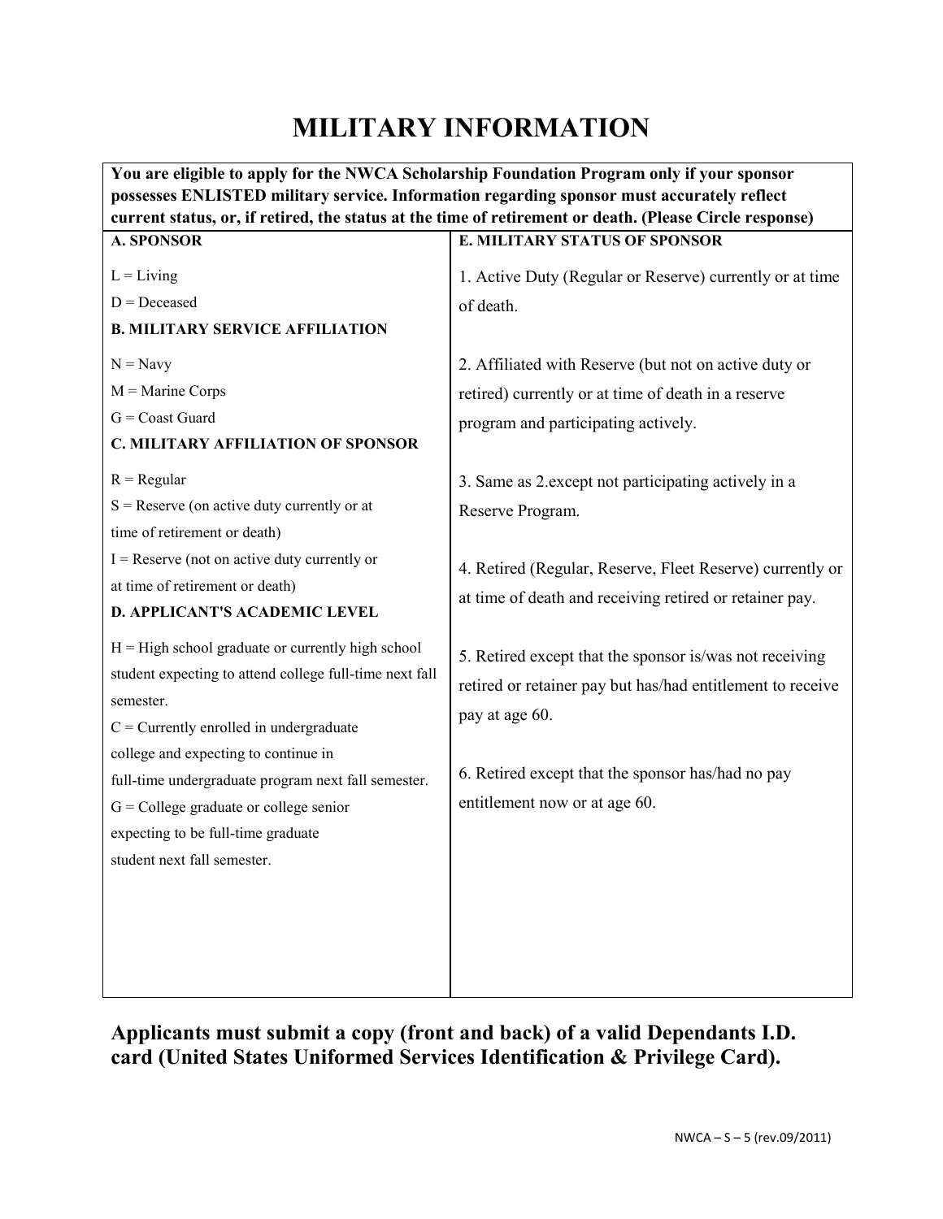# MILITARY INFORMATION

**You are eligible to apply for the NWCA Scholarship Foundation Program only if your sponsor possesses ENLISTED military service. Information regarding sponsor must accurately reflect current status, or, if retired, the status at the time of retirement or death. (Please Circle response)**

**A. SPONSOR**

L = Living
D = Deceased

**B. MILITARY SERVICE AFFILIATION**

N = Navy
M = Marine Corps
G = Coast Guard

**C. MILITARY AFFILIATION OF SPONSOR**

R = Regular
S = Reserve (on active duty currently or at time of retirement or death)
I = Reserve (not on active duty currently or at time of retirement or death)

**D. APPLICANT'S ACADEMIC LEVEL**

H = High school graduate or currently high school student expecting to attend college full-time next fall semester.
C = Currently enrolled in undergraduate college and expecting to continue in full-time undergraduate program next fall semester.
G = College graduate or college senior expecting to be full-time graduate student next fall semester.

**E. MILITARY STATUS OF SPONSOR**

1. Active Duty (Regular or Reserve) currently or at time of death.

2. Affiliated with Reserve (but not on active duty or retired) currently or at time of death in a reserve program and participating actively.

3. Same as 2.except not participating actively in a Reserve Program.

4. Retired (Regular, Reserve, Fleet Reserve) currently or at time of death and receiving retired or retainer pay.

5. Retired except that the sponsor is/was not receiving retired or retainer pay but has/had entitlement to receive pay at age 60.

6. Retired except that the sponsor has/had no pay entitlement now or at age 60.

**Applicants must submit a copy (front and back) of a valid Dependants I.D. card (United States Uniformed Services Identification & Privilege Card).**

NWCA – S – 5 (rev.09/2011)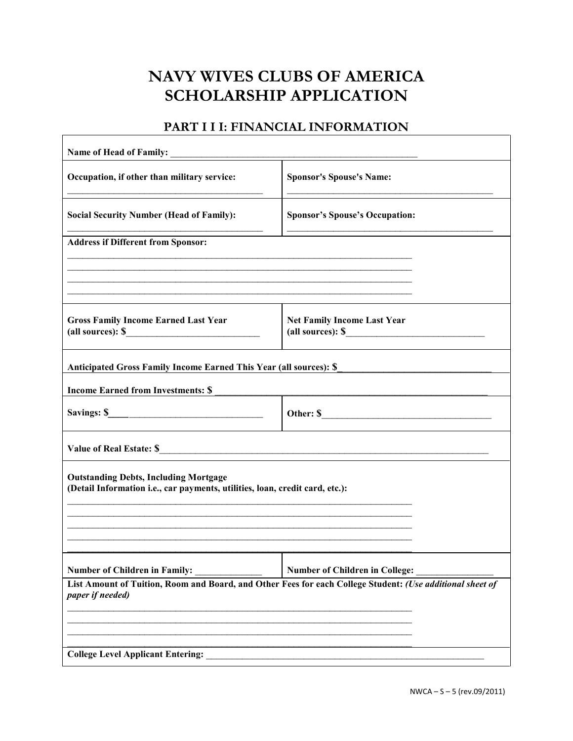# NAVY WIVES CLUBS OF AMERICA SCHOLARSHIP APPLICATION

## PART I I I: FINANCIAL INFORMATION

**Name of Head of Family:** ____________________________________________________

| | |
|---|---|
| **Occupation, if other than military service:** ____________________________________________ | **Sponsor's Spouse's Name:** ____________________________________________ |
| **Social Security Number (Head of Family):** ____________________________________________ | **Sponsor's Spouse's Occupation:** ____________________________________________ |

**Address if Different from Sponsor:**

____________________________________________________________________________
____________________________________________________________________________
____________________________________________________________________________
____________________________________________________________________________

| | |
|---|---|
| **Gross Family Income Earned Last Year (all sources): $**____________________________ | **Net Family Income Last Year (all sources): $**______________________________ |

**Anticipated Gross Family Income Earned This Year (all sources): $**________________________________

**Income Earned from Investments: $** ____________________________________________________________

| | |
|---|---|
| **Savings: $**__________________________________ | **Other: $**____________________________________ |

**Value of Real Estate: $**__________________________________________________________________________

**Outstanding Debts, Including Mortgage**
**(Detail Information i.e., car payments, utilities, loan, credit card, etc.):**

____________________________________________________________________________
____________________________________________________________________________
____________________________________________________________________________
____________________________________________________________________________
____________________________________________________________________________

| | |
|---|---|
| **Number of Children in Family:** ______________ | **Number of Children in College:** ________________ |

**List Amount of Tuition, Room and Board, and Other Fees for each College Student:** ***(Use additional sheet of paper if needed)***

____________________________________________________________________________
____________________________________________________________________________
____________________________________________________________________________
____________________________________________________________________________

**College Level Applicant Entering:** ____________________________________________________________

NWCA – S – 5 (rev.09/2011)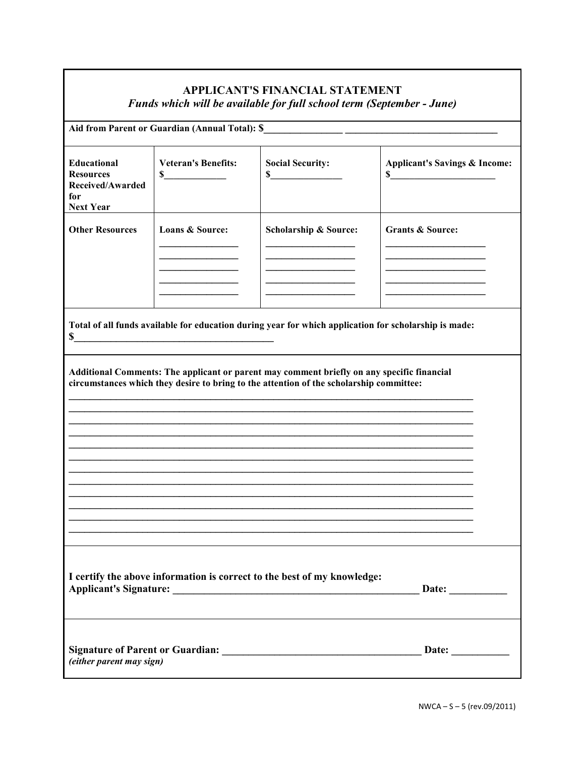## APPLICANT'S FINANCIAL STATEMENT

***Funds which will be available for full school term (September - June)***

**Aid from Parent or Guardian (Annual Total): $________________ _______________________________**

| **Educational Resources Received/Awarded for Next Year** | **Veteran's Benefits:** $_____________ | **Social Security:** $________________ | **Applicant's Savings & Income:** $_______________________ |
|---|---|---|---|
| **Other Resources** | **Loans & Source:** _________________ _________________ _________________ _________________ _________________ | **Scholarship & Source:** ___________________ ___________________ ___________________ ___________________ ___________________ | **Grants & Source:** _____________________ _____________________ _____________________ _____________________ _____________________ |

**Total of all funds available for education during year for which application for scholarship is made:**
**$_________________________________________**

**Additional Comments: The applicant or parent may comment briefly on any specific financial circumstances which they desire to bring to the attention of the scholarship committee:**

_____________________________________________________________________________________
_____________________________________________________________________________________
_____________________________________________________________________________________
_____________________________________________________________________________________
_____________________________________________________________________________________
_____________________________________________________________________________________
_____________________________________________________________________________________
_____________________________________________________________________________________
_____________________________________________________________________________________
_____________________________________________________________________________________
_____________________________________________________________________________________
_____________________________________________________________________________________

**I certify the above information is correct to the best of my knowledge:**
**Applicant's Signature: __________________________________________________ Date: ___________**

**Signature of Parent or Guardian: ________________________________________ Date: ___________**
***(either parent may sign)***

NWCA – S – 5 (rev.09/2011)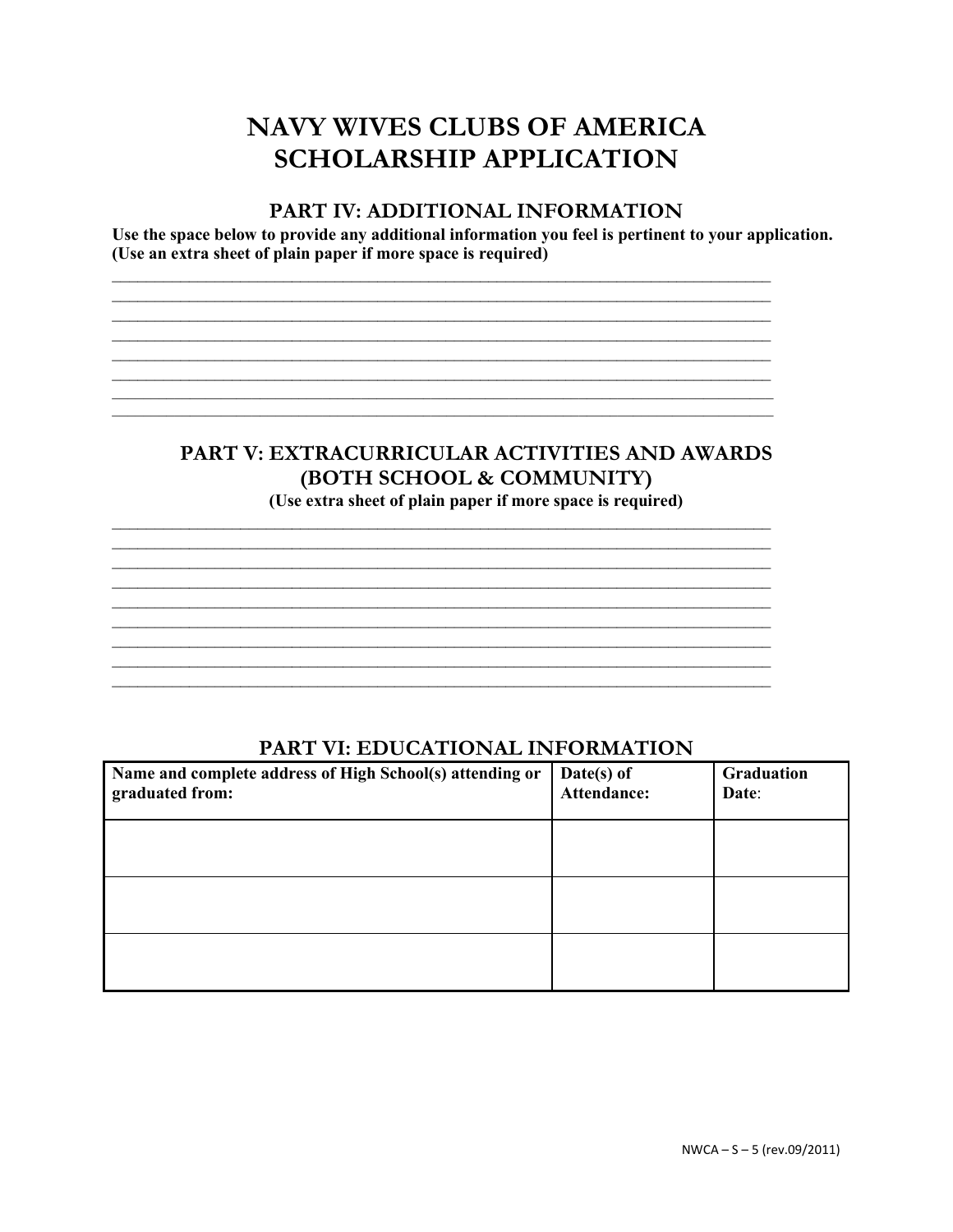# NAVY WIVES CLUBS OF AMERICA SCHOLARSHIP APPLICATION

## PART IV: ADDITIONAL INFORMATION

**Use the space below to provide any additional information you feel is pertinent to your application. (Use an extra sheet of plain paper if more space is required)**

________________________________________________________________________________
________________________________________________________________________________
________________________________________________________________________________
________________________________________________________________________________
________________________________________________________________________________
________________________________________________________________________________
________________________________________________________________________________
________________________________________________________________________________

## PART V: EXTRACURRICULAR ACTIVITIES AND AWARDS (BOTH SCHOOL & COMMUNITY)

**(Use extra sheet of plain paper if more space is required)**

________________________________________________________________________________
________________________________________________________________________________
________________________________________________________________________________
________________________________________________________________________________
________________________________________________________________________________
________________________________________________________________________________
________________________________________________________________________________
________________________________________________________________________________
________________________________________________________________________________

## PART VI: EDUCATIONAL INFORMATION

| Name and complete address of High School(s) attending or graduated from: | Date(s) of Attendance: | Graduation Date: |
|---|---|---|
| | | |
| | | |
| | | |

NWCA – S – 5 (rev.09/2011)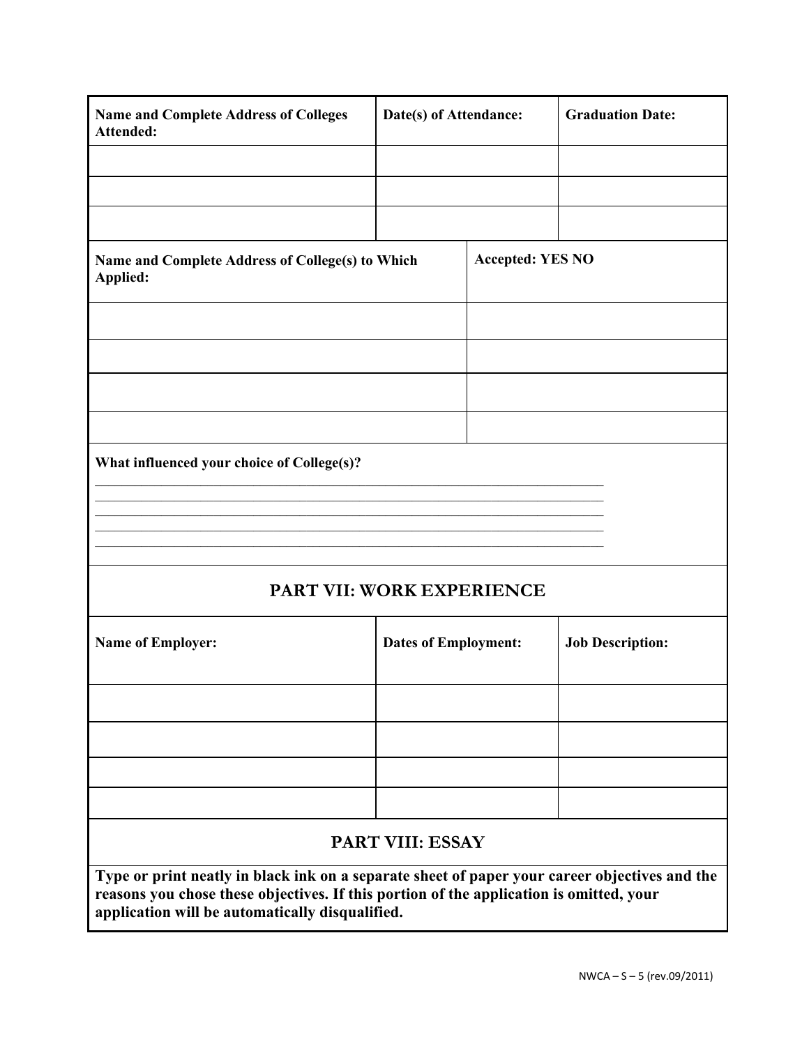| Name and Complete Address of Colleges Attended: | Date(s) of Attendance: | Graduation Date: |
|---|---|---|
| | | |
| | | |
| | | |

| Name and Complete Address of College(s) to Which Applied: | Accepted: YES NO |
|---|---|
| | |
| | |
| | |
| | |

**What influenced your choice of College(s)?**

_____________________________________________________________________________
_____________________________________________________________________________
_____________________________________________________________________________
_____________________________________________________________________________
_____________________________________________________________________________

## PART VII: WORK EXPERIENCE

| Name of Employer: | Dates of Employment: | Job Description: |
|---|---|---|
| | | |
| | | |
| | | |
| | | |

## PART VIII: ESSAY

**Type or print neatly in black ink on a separate sheet of paper your career objectives and the reasons you chose these objectives. If this portion of the application is omitted, your application will be automatically disqualified.**

NWCA – S – 5 (rev.09/2011)